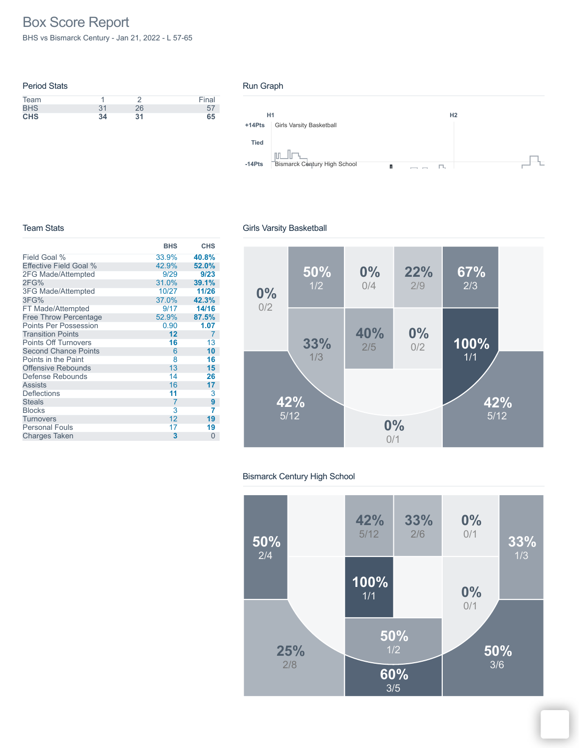# Box Score Report

BHS vs Bismarck Century - Jan 21, 2022 - L 57-65

## Period Stats

| Team | 1 | 2 | Final |
|---|---|---|---|
| BHS | 31 | 26 | 57 |
| **CHS** | **34** | **31** | **65** |

## Run Graph

H1 H2

+14Pts Girls Varsity Basketball

Tied

-14Pts Bismarck Century High School

## Team Stats

| | BHS | CHS |
|---|---|---|
| Field Goal % | 33.9% | **40.8%** |
| Effective Field Goal % | 42.9% | **52.0%** |
| 2FG Made/Attempted | 9/29 | **9/23** |
| 2FG% | 31.0% | **39.1%** |
| 3FG Made/Attempted | 10/27 | **11/26** |
| 3FG% | 37.0% | **42.3%** |
| FT Made/Attempted | 9/17 | **14/16** |
| Free Throw Percentage | 52.9% | **87.5%** |
| Points Per Possession | 0.90 | **1.07** |
| Transition Points | **12** | 7 |
| Points Off Turnovers | **16** | 13 |
| Second Chance Points | 6 | **10** |
| Points in the Paint | 8 | **16** |
| Offensive Rebounds | 13 | **15** |
| Defense Rebounds | 14 | **26** |
| Assists | 16 | **17** |
| Deflections | **11** | 3 |
| Steals | 7 | **9** |
| Blocks | 3 | **7** |
| Turnovers | 12 | **19** |
| Personal Fouls | 17 | **19** |
| Charges Taken | **3** | 0 |

## Girls Varsity Basketball

0% 0/2 · 50% 1/2 · 0% 0/4 · 22% 2/9 · 67% 2/3 · 33% 1/3 · 40% 2/5 · 0% 0/2 · 100% 1/1 · 42% 5/12 · 0% 0/1 · 42% 5/12

## Bismarck Century High School

50% 2/4 · 42% 5/12 · 33% 2/6 · 0% 0/1 · 33% 1/3 · 100% 1/1 · 0% 0/1 · 50% 1/2 · 25% 2/8 · 60% 3/5 · 50% 3/6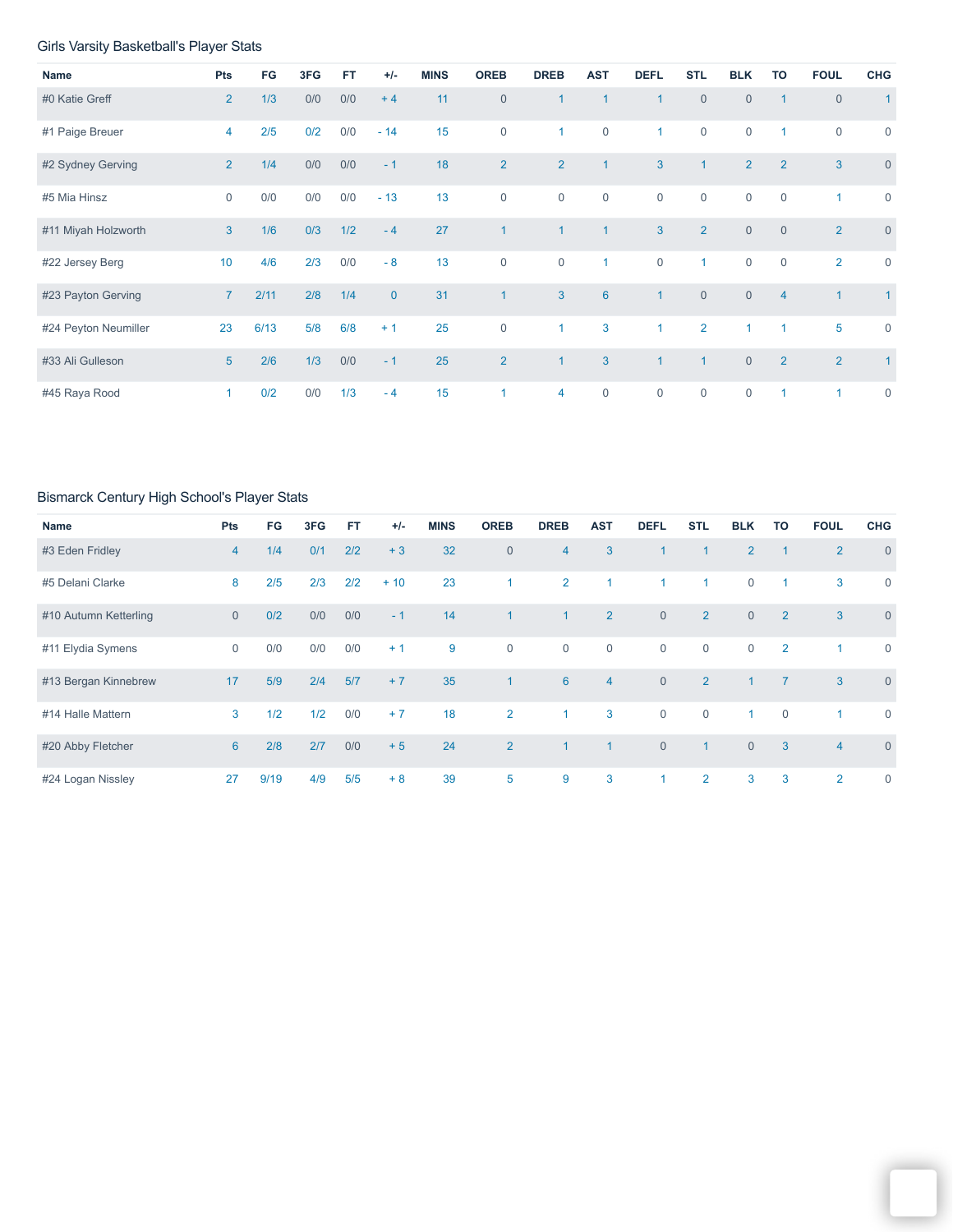Girls Varsity Basketball's Player Stats

| Name | Pts | FG | 3FG | FT | +/- | MINS | OREB | DREB | AST | DEFL | STL | BLK | TO | FOUL | CHG |
|---|---|---|---|---|---|---|---|---|---|---|---|---|---|---|---|
| #0 Katie Greff | 2 | 1/3 | 0/0 | 0/0 | + 4 | 11 | 0 | 1 | 1 | 1 | 0 | 0 | 1 | 0 | 1 |
| #1 Paige Breuer | 4 | 2/5 | 0/2 | 0/0 | - 14 | 15 | 0 | 1 | 0 | 1 | 0 | 0 | 1 | 0 | 0 |
| #2 Sydney Gerving | 2 | 1/4 | 0/0 | 0/0 | - 1 | 18 | 2 | 2 | 1 | 3 | 1 | 2 | 2 | 3 | 0 |
| #5 Mia Hinsz | 0 | 0/0 | 0/0 | 0/0 | - 13 | 13 | 0 | 0 | 0 | 0 | 0 | 0 | 0 | 1 | 0 |
| #11 Miyah Holzworth | 3 | 1/6 | 0/3 | 1/2 | - 4 | 27 | 1 | 1 | 1 | 3 | 2 | 0 | 0 | 2 | 0 |
| #22 Jersey Berg | 10 | 4/6 | 2/3 | 0/0 | - 8 | 13 | 0 | 0 | 1 | 0 | 1 | 0 | 0 | 2 | 0 |
| #23 Payton Gerving | 7 | 2/11 | 2/8 | 1/4 | 0 | 31 | 1 | 3 | 6 | 1 | 0 | 0 | 4 | 1 | 1 |
| #24 Peyton Neumiller | 23 | 6/13 | 5/8 | 6/8 | + 1 | 25 | 0 | 1 | 3 | 1 | 2 | 1 | 1 | 5 | 0 |
| #33 Ali Gulleson | 5 | 2/6 | 1/3 | 0/0 | - 1 | 25 | 2 | 1 | 3 | 1 | 1 | 0 | 2 | 2 | 1 |
| #45 Raya Rood | 1 | 0/2 | 0/0 | 1/3 | - 4 | 15 | 1 | 4 | 0 | 0 | 0 | 0 | 1 | 1 | 0 |

Bismarck Century High School's Player Stats

| Name | Pts | FG | 3FG | FT | +/- | MINS | OREB | DREB | AST | DEFL | STL | BLK | TO | FOUL | CHG |
|---|---|---|---|---|---|---|---|---|---|---|---|---|---|---|---|
| #3 Eden Fridley | 4 | 1/4 | 0/1 | 2/2 | + 3 | 32 | 0 | 4 | 3 | 1 | 1 | 2 | 1 | 2 | 0 |
| #5 Delani Clarke | 8 | 2/5 | 2/3 | 2/2 | + 10 | 23 | 1 | 2 | 1 | 1 | 1 | 0 | 1 | 3 | 0 |
| #10 Autumn Ketterling | 0 | 0/2 | 0/0 | 0/0 | - 1 | 14 | 1 | 1 | 2 | 0 | 2 | 0 | 2 | 3 | 0 |
| #11 Elydia Symens | 0 | 0/0 | 0/0 | 0/0 | + 1 | 9 | 0 | 0 | 0 | 0 | 0 | 0 | 2 | 1 | 0 |
| #13 Bergan Kinnebrew | 17 | 5/9 | 2/4 | 5/7 | + 7 | 35 | 1 | 6 | 4 | 0 | 2 | 1 | 7 | 3 | 0 |
| #14 Halle Mattern | 3 | 1/2 | 1/2 | 0/0 | + 7 | 18 | 2 | 1 | 3 | 0 | 0 | 1 | 0 | 1 | 0 |
| #20 Abby Fletcher | 6 | 2/8 | 2/7 | 0/0 | + 5 | 24 | 2 | 1 | 1 | 0 | 1 | 0 | 3 | 4 | 0 |
| #24 Logan Nissley | 27 | 9/19 | 4/9 | 5/5 | + 8 | 39 | 5 | 9 | 3 | 1 | 2 | 3 | 3 | 2 | 0 |